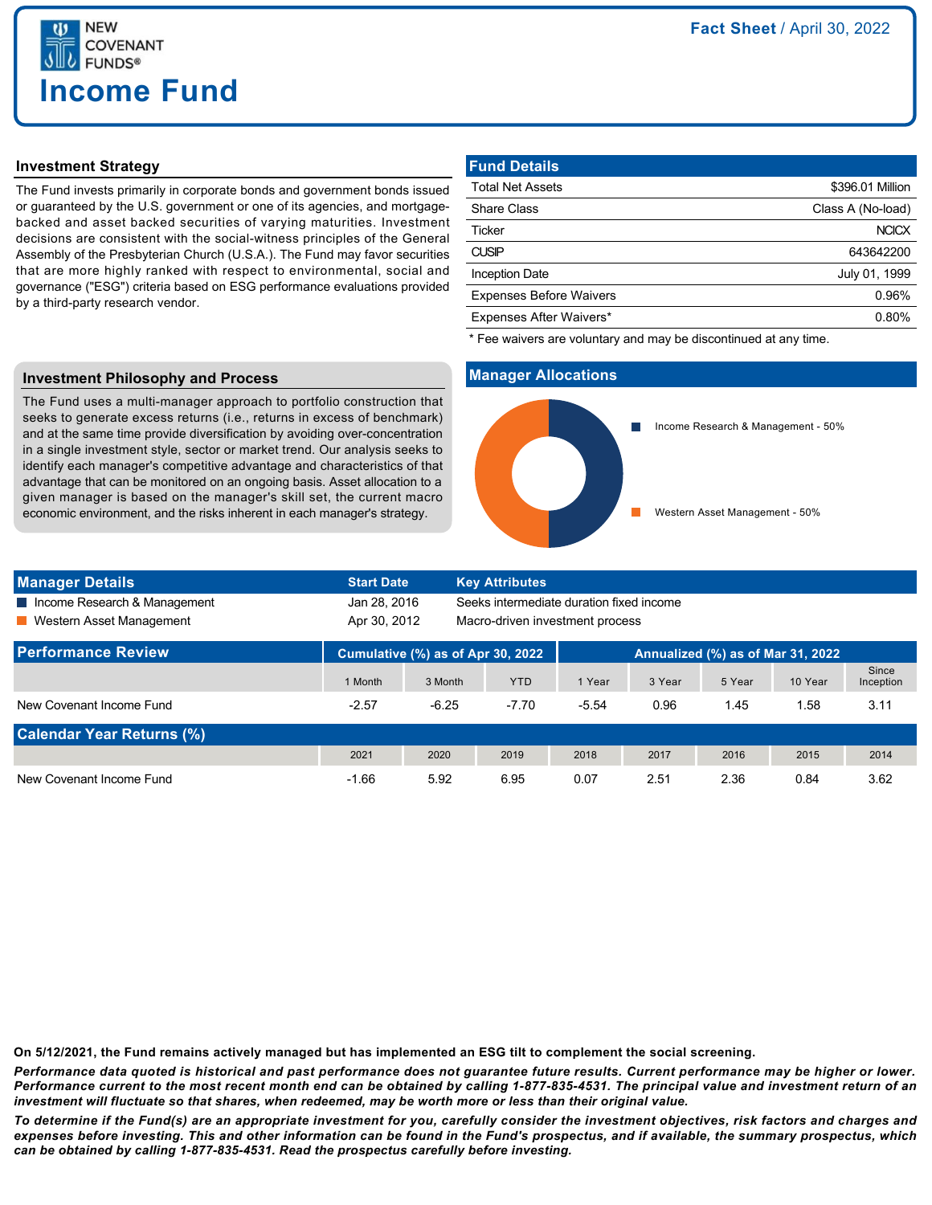NEW COVENANT FUNDS®

# Income Fund

**Fact Sheet** / April 30, 2022

## Investment Strategy

The Fund invests primarily in corporate bonds and government bonds issued or guaranteed by the U.S. government or one of its agencies, and mortgage-backed and asset backed securities of varying maturities. Investment decisions are consistent with the social-witness principles of the General Assembly of the Presbyterian Church (U.S.A.). The Fund may favor securities that are more highly ranked with respect to environmental, social and governance ("ESG") criteria based on ESG performance evaluations provided by a third-party research vendor.

## Fund Details

| Fund Details | |
|---|---|
| Total Net Assets | $396.01 Million |
| Share Class | Class A (No-load) |
| Ticker | NCICX |
| CUSIP | 643642200 |
| Inception Date | July 01, 1999 |
| Expenses Before Waivers | 0.96% |
| Expenses After Waivers* | 0.80% |

* Fee waivers are voluntary and may be discontinued at any time.

## Investment Philosophy and Process

The Fund uses a multi-manager approach to portfolio construction that seeks to generate excess returns (i.e., returns in excess of benchmark) and at the same time provide diversification by avoiding over-concentration in a single investment style, sector or market trend. Our analysis seeks to identify each manager's competitive advantage and characteristics of that advantage that can be monitored on an ongoing basis. Asset allocation to a given manager is based on the manager's skill set, the current macro economic environment, and the risks inherent in each manager's strategy.

## Manager Allocations

- Income Research & Management - 50%
- Western Asset Management - 50%

## Manager Details

| Manager Details | Start Date | Key Attributes |
|---|---|---|
| Income Research & Management | Jan 28, 2016 | Seeks intermediate duration fixed income |
| Western Asset Management | Apr 30, 2012 | Macro-driven investment process |

## Performance Review

| Performance Review | Cumulative (%) as of Apr 30, 2022 | | | Annualized (%) as of Mar 31, 2022 | | | | |
|---|---|---|---|---|---|---|---|---|
| | 1 Month | 3 Month | YTD | 1 Year | 3 Year | 5 Year | 10 Year | Since Inception |
| New Covenant Income Fund | -2.57 | -6.25 | -7.70 | -5.54 | 0.96 | 1.45 | 1.58 | 3.11 |

## Calendar Year Returns (%)

| | 2021 | 2020 | 2019 | 2018 | 2017 | 2016 | 2015 | 2014 |
|---|---|---|---|---|---|---|---|---|
| New Covenant Income Fund | -1.66 | 5.92 | 6.95 | 0.07 | 2.51 | 2.36 | 0.84 | 3.62 |

**On 5/12/2021, the Fund remains actively managed but has implemented an ESG tilt to complement the social screening.**

***Performance data quoted is historical and past performance does not guarantee future results. Current performance may be higher or lower. Performance current to the most recent month end can be obtained by calling 1-877-835-4531. The principal value and investment return of an investment will fluctuate so that shares, when redeemed, may be worth more or less than their original value.***

***To determine if the Fund(s) are an appropriate investment for you, carefully consider the investment objectives, risk factors and charges and expenses before investing. This and other information can be found in the Fund's prospectus, and if available, the summary prospectus, which can be obtained by calling 1-877-835-4531. Read the prospectus carefully before investing.***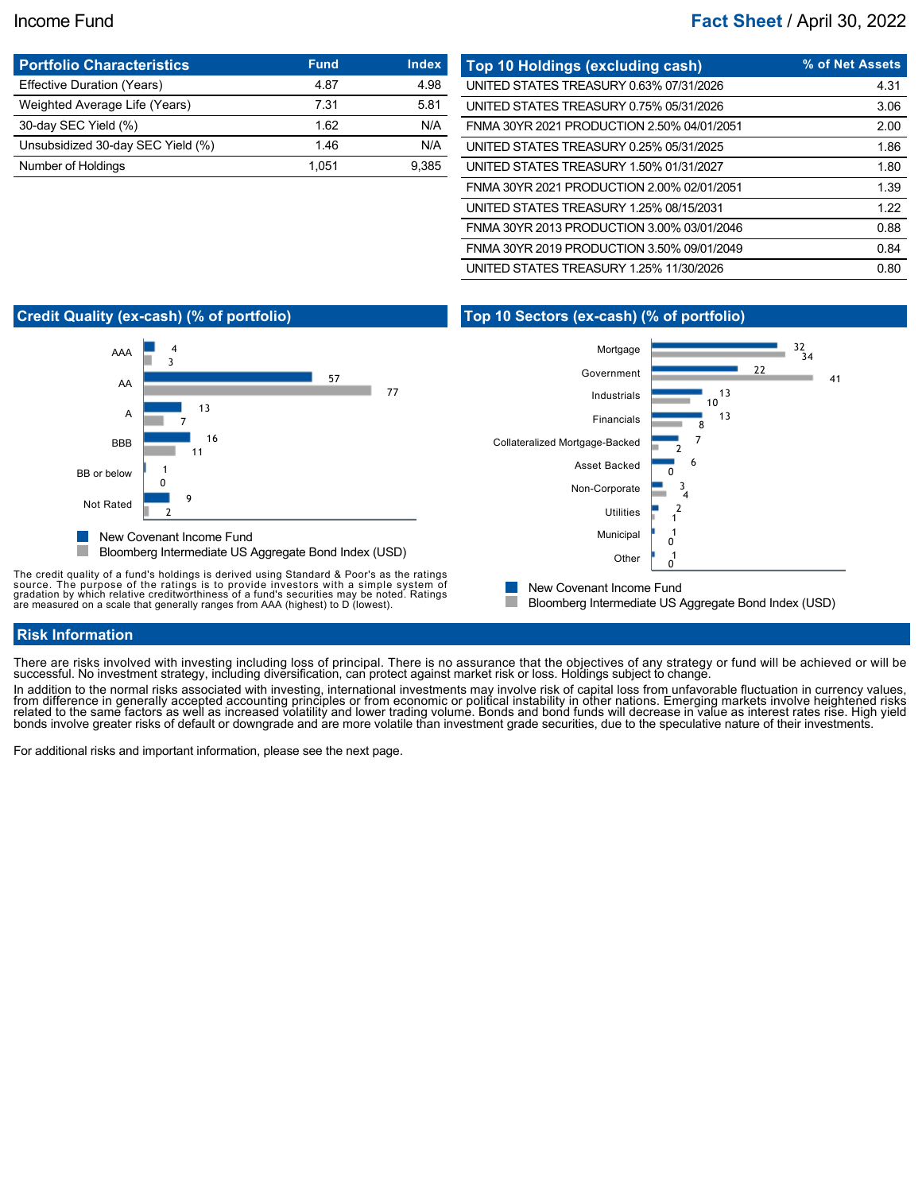Income Fund

**Fact Sheet** / April 30, 2022

## Portfolio Characteristics

| Portfolio Characteristics | Fund | Index |
|---|---|---|
| Effective Duration (Years) | 4.87 | 4.98 |
| Weighted Average Life (Years) | 7.31 | 5.81 |
| 30-day SEC Yield (%) | 1.62 | N/A |
| Unsubsidized 30-day SEC Yield (%) | 1.46 | N/A |
| Number of Holdings | 1,051 | 9,385 |

## Top 10 Holdings (excluding cash)

| Top 10 Holdings (excluding cash) | % of Net Assets |
|---|---|
| UNITED STATES TREASURY 0.63% 07/31/2026 | 4.31 |
| UNITED STATES TREASURY 0.75% 05/31/2026 | 3.06 |
| FNMA 30YR 2021 PRODUCTION 2.50% 04/01/2051 | 2.00 |
| UNITED STATES TREASURY 0.25% 05/31/2025 | 1.86 |
| UNITED STATES TREASURY 1.50% 01/31/2027 | 1.80 |
| FNMA 30YR 2021 PRODUCTION 2.00% 02/01/2051 | 1.39 |
| UNITED STATES TREASURY 1.25% 08/15/2031 | 1.22 |
| FNMA 30YR 2013 PRODUCTION 3.00% 03/01/2046 | 0.88 |
| FNMA 30YR 2019 PRODUCTION 3.50% 09/01/2049 | 0.84 |
| UNITED STATES TREASURY 1.25% 11/30/2026 | 0.80 |

## Credit Quality (ex-cash) (% of portfolio)

| Rating | New Covenant Income Fund | Bloomberg Intermediate US Aggregate Bond Index (USD) |
|---|---|---|
| AAA | 4 | 3 |
| AA | 57 | 77 |
| A | 13 | 7 |
| BBB | 16 | 11 |
| BB or below | 1 | 0 |
| Not Rated | 9 | 2 |

The credit quality of a fund's holdings is derived using Standard & Poor's as the ratings source. The purpose of the ratings is to provide investors with a simple system of gradation by which relative creditworthiness of a fund's securities may be noted. Ratings are measured on a scale that generally ranges from AAA (highest) to D (lowest).

## Top 10 Sectors (ex-cash) (% of portfolio)

| Sector | New Covenant Income Fund | Bloomberg Intermediate US Aggregate Bond Index (USD) |
|---|---|---|
| Mortgage | 32 | 34 |
| Government | 22 | 41 |
| Industrials | 13 | 10 |
| Financials | 13 | 8 |
| Collateralized Mortgage-Backed | 7 | 2 |
| Asset Backed | 6 | 0 |
| Non-Corporate | 3 | 4 |
| Utilities | 2 | 1 |
| Municipal | 1 | 0 |
| Other | 1 | 0 |

## Risk Information

There are risks involved with investing including loss of principal. There is no assurance that the objectives of any strategy or fund will be achieved or will be successful. No investment strategy, including diversification, can protect against market risk or loss. Holdings subject to change.

In addition to the normal risks associated with investing, international investments may involve risk of capital loss from unfavorable fluctuation in currency values, from difference in generally accepted accounting principles or from economic or political instability in other nations. Emerging markets involve heightened risks related to the same factors as well as increased volatility and lower trading volume. Bonds and bond funds will decrease in value as interest rates rise. High yield bonds involve greater risks of default or downgrade and are more volatile than investment grade securities, due to the speculative nature of their investments.

For additional risks and important information, please see the next page.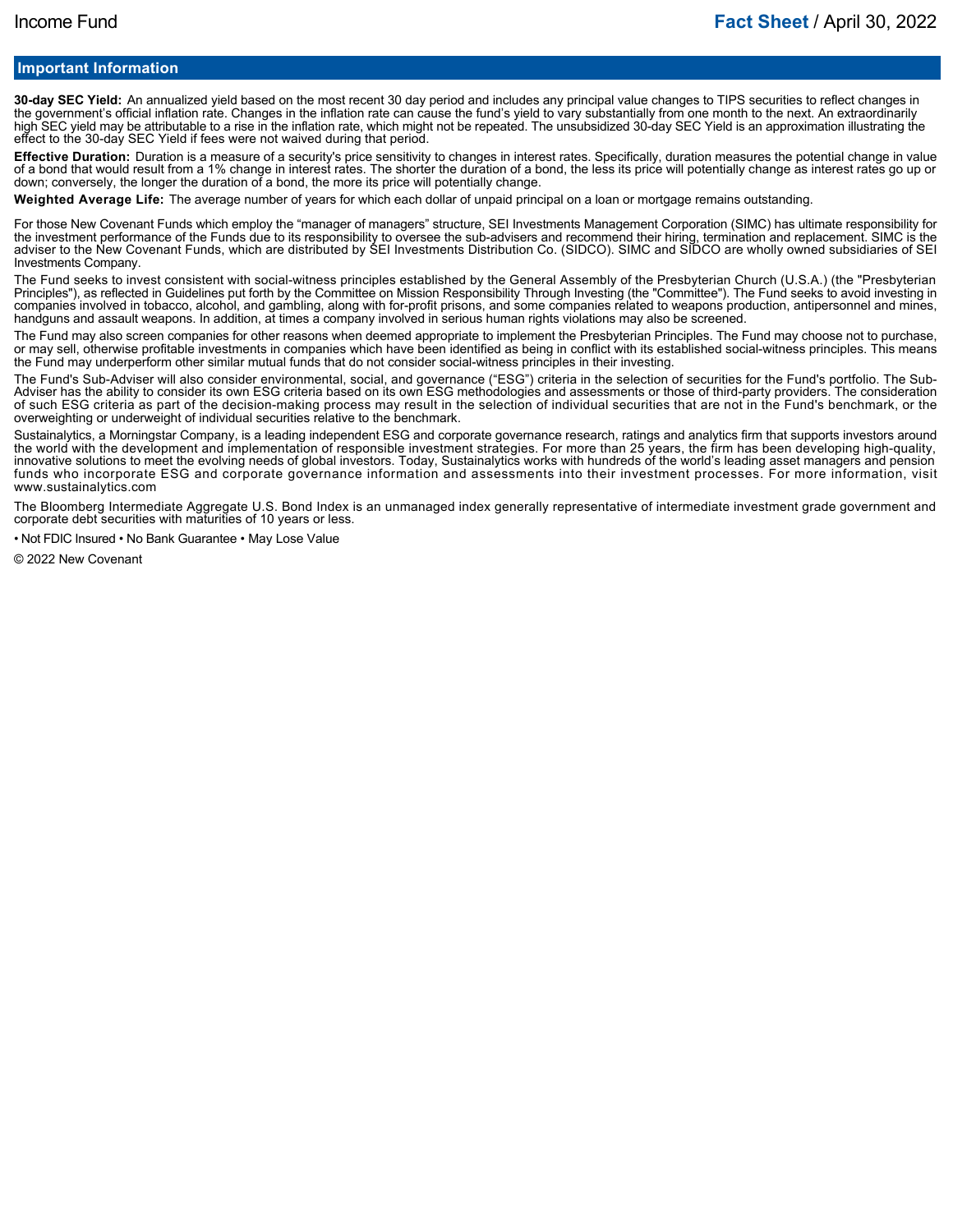## Important Information

**30-day SEC Yield:** An annualized yield based on the most recent 30 day period and includes any principal value changes to TIPS securities to reflect changes in the government's official inflation rate. Changes in the inflation rate can cause the fund's yield to vary substantially from one month to the next. An extraordinarily high SEC yield may be attributable to a rise in the inflation rate, which might not be repeated. The unsubsidized 30-day SEC Yield is an approximation illustrating the effect to the 30-day SEC Yield if fees were not waived during that period.

**Effective Duration:** Duration is a measure of a security's price sensitivity to changes in interest rates. Specifically, duration measures the potential change in value of a bond that would result from a 1% change in interest rates. The shorter the duration of a bond, the less its price will potentially change as interest rates go up or down; conversely, the longer the duration of a bond, the more its price will potentially change.

**Weighted Average Life:** The average number of years for which each dollar of unpaid principal on a loan or mortgage remains outstanding.

For those New Covenant Funds which employ the "manager of managers" structure, SEI Investments Management Corporation (SIMC) has ultimate responsibility for the investment performance of the Funds due to its responsibility to oversee the sub-advisers and recommend their hiring, termination and replacement. SIMC is the adviser to the New Covenant Funds, which are distributed by SEI Investments Distribution Co. (SIDCO). SIMC and SIDCO are wholly owned subsidiaries of SEI Investments Company.

The Fund seeks to invest consistent with social-witness principles established by the General Assembly of the Presbyterian Church (U.S.A.) (the "Presbyterian Principles"), as reflected in Guidelines put forth by the Committee on Mission Responsibility Through Investing (the "Committee"). The Fund seeks to avoid investing in companies involved in tobacco, alcohol, and gambling, along with for-profit prisons, and some companies related to weapons production, antipersonnel and mines, handguns and assault weapons. In addition, at times a company involved in serious human rights violations may also be screened.

The Fund may also screen companies for other reasons when deemed appropriate to implement the Presbyterian Principles. The Fund may choose not to purchase, or may sell, otherwise profitable investments in companies which have been identified as being in conflict with its established social-witness principles. This means the Fund may underperform other similar mutual funds that do not consider social-witness principles in their investing.

The Fund's Sub-Adviser will also consider environmental, social, and governance ("ESG") criteria in the selection of securities for the Fund's portfolio. The Sub-Adviser has the ability to consider its own ESG criteria based on its own ESG methodologies and assessments or those of third-party providers. The consideration of such ESG criteria as part of the decision-making process may result in the selection of individual securities that are not in the Fund's benchmark, or the overweighting or underweight of individual securities relative to the benchmark.

Sustainalytics, a Morningstar Company, is a leading independent ESG and corporate governance research, ratings and analytics firm that supports investors around the world with the development and implementation of responsible investment strategies. For more than 25 years, the firm has been developing high-quality, innovative solutions to meet the evolving needs of global investors. Today, Sustainalytics works with hundreds of the world's leading asset managers and pension funds who incorporate ESG and corporate governance information and assessments into their investment processes. For more information, visit www.sustainalytics.com

The Bloomberg Intermediate Aggregate U.S. Bond Index is an unmanaged index generally representative of intermediate investment grade government and corporate debt securities with maturities of 10 years or less.

• Not FDIC Insured • No Bank Guarantee • May Lose Value

© 2022 New Covenant